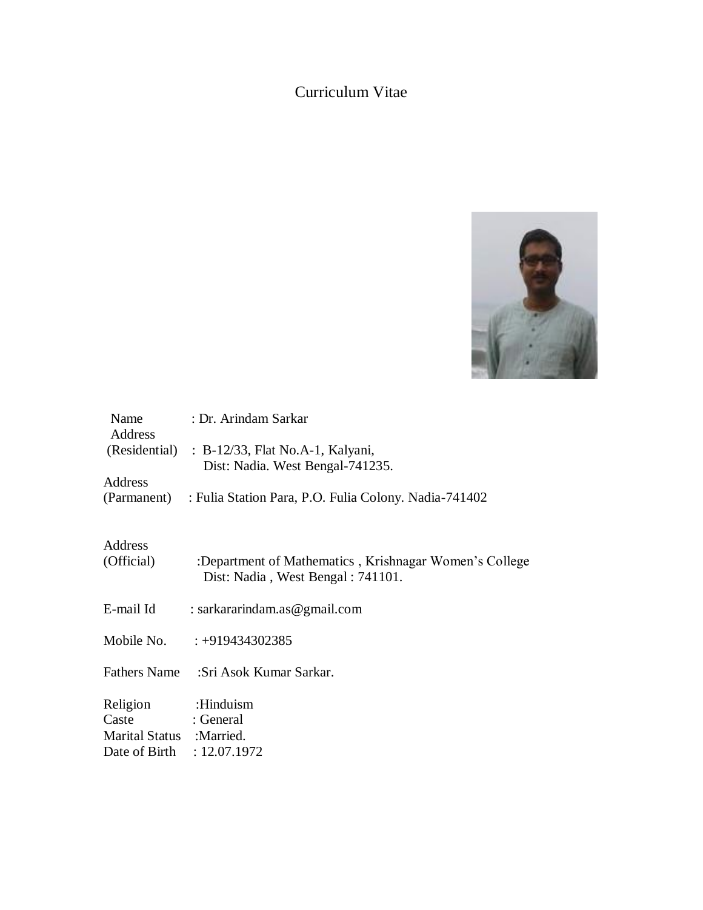# Curriculum Vitae

| | |
|---|---|
| Name | : Dr. Arindam Sarkar |
| Address (Residential) | : B-12/33, Flat No.A-1, Kalyani, Dist: Nadia. West Bengal-741235. |
| Address (Parmanent) | : Fulia Station Para, P.O. Fulia Colony. Nadia-741402 |
| Address (Official) | :Department of Mathematics , Krishnagar Women's College Dist: Nadia , West Bengal : 741101. |
| E-mail Id | : sarkararindam.as@gmail.com |
| Mobile No. | : +919434302385 |
| Fathers Name | :Sri Asok Kumar Sarkar. |
| Religion | :Hinduism |
| Caste | : General |
| Marital Status | :Married. |
| Date of Birth | : 12.07.1972 |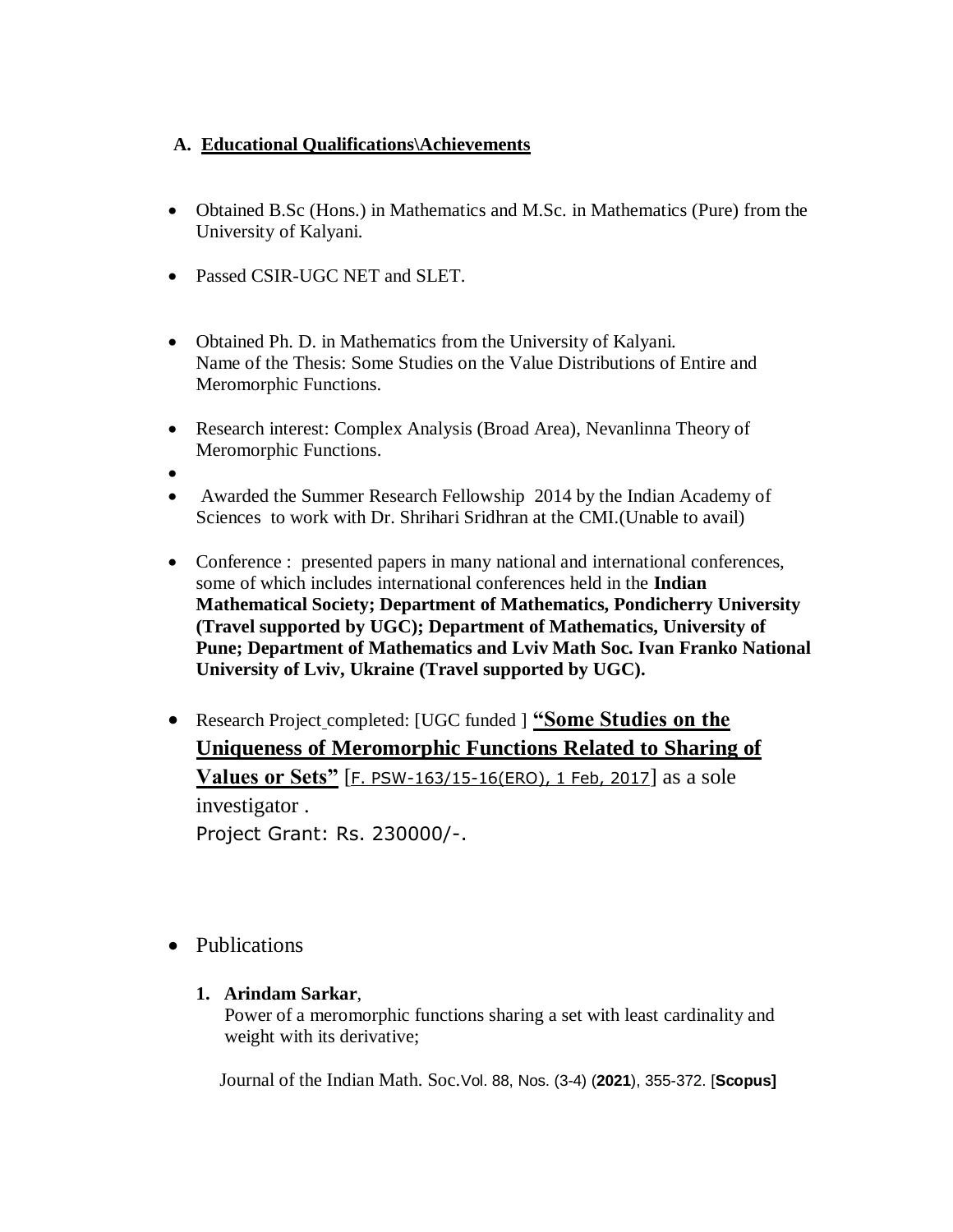## A. Educational Qualifications\Achievements

- Obtained B.Sc (Hons.) in Mathematics and M.Sc. in Mathematics (Pure) from the University of Kalyani.
- Passed CSIR-UGC NET and SLET.
- Obtained Ph. D. in Mathematics from the University of Kalyani.
  Name of the Thesis: Some Studies on the Value Distributions of Entire and Meromorphic Functions.
- Research interest: Complex Analysis (Broad Area), Nevanlinna Theory of Meromorphic Functions.
- 
- Awarded the Summer Research Fellowship 2014 by the Indian Academy of Sciences to work with Dr. Shrihari Sridhran at the CMI.(Unable to avail)
- Conference : presented papers in many national and international conferences, some of which includes international conferences held in the **Indian Mathematical Society; Department of Mathematics, Pondicherry University (Travel supported by UGC); Department of Mathematics, University of Pune; Department of Mathematics and Lviv Math Soc. Ivan Franko National University of Lviv, Ukraine (Travel supported by UGC).**
- Research Project completed: [UGC funded ] **"Some Studies on the Uniqueness of Meromorphic Functions Related to Sharing of Values or Sets"** [F. PSW-163/15-16(ERO), 1 Feb, 2017] as a sole investigator .
  Project Grant: Rs. 230000/-.

- Publications

  1. **Arindam Sarkar**,
     Power of a meromorphic functions sharing a set with least cardinality and weight with its derivative;

     Journal of the Indian Math. Soc.Vol. 88, Nos. (3-4) (**2021**), 355-372. [**Scopus]**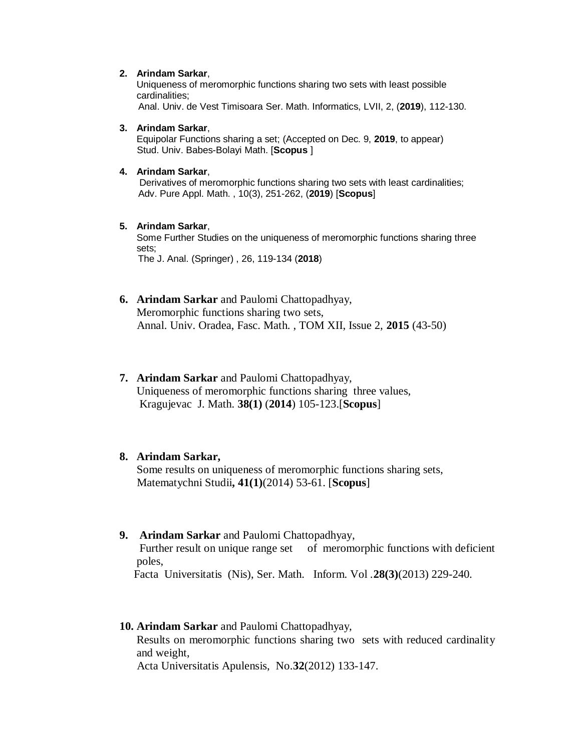2. **Arindam Sarkar**,
   Uniqueness of meromorphic functions sharing two sets with least possible cardinalities;
   Anal. Univ. de Vest Timisoara Ser. Math. Informatics, LVII, 2, (**2019**), 112-130.

3. **Arindam Sarkar**,
   Equipolar Functions sharing a set; (Accepted on Dec. 9, **2019**, to appear)
   Stud. Univ. Babes-Bolayi Math. [**Scopus** ]

4. **Arindam Sarkar**,
   Derivatives of meromorphic functions sharing two sets with least cardinalities;
   Adv. Pure Appl. Math. , 10(3), 251-262, (**2019**) [**Scopus**]

5. **Arindam Sarkar**,
   Some Further Studies on the uniqueness of meromorphic functions sharing three sets;
   The J. Anal. (Springer) , 26, 119-134 (**2018**)

6. **Arindam Sarkar** and Paulomi Chattopadhyay,
   Meromorphic functions sharing two sets,
   Annal. Univ. Oradea, Fasc. Math. , TOM XII, Issue 2, **2015** (43-50)

7. **Arindam Sarkar** and Paulomi Chattopadhyay,
   Uniqueness of meromorphic functions sharing three values,
   Kragujevac J. Math. **38(1)** (**2014**) 105-123.[**Scopus**]

8. **Arindam Sarkar,**
   Some results on uniqueness of meromorphic functions sharing sets,
   Matematychni Studii**, 41(1)**(2014) 53-61. [**Scopus**]

9. **Arindam Sarkar** and Paulomi Chattopadhyay,
   Further result on unique range set of meromorphic functions with deficient poles,
   Facta Universitatis (Nis), Ser. Math. Inform. Vol .**28(3)**(2013) 229-240.

10. **Arindam Sarkar** and Paulomi Chattopadhyay,
    Results on meromorphic functions sharing two sets with reduced cardinality and weight,
    Acta Universitatis Apulensis, No.**32**(2012) 133-147.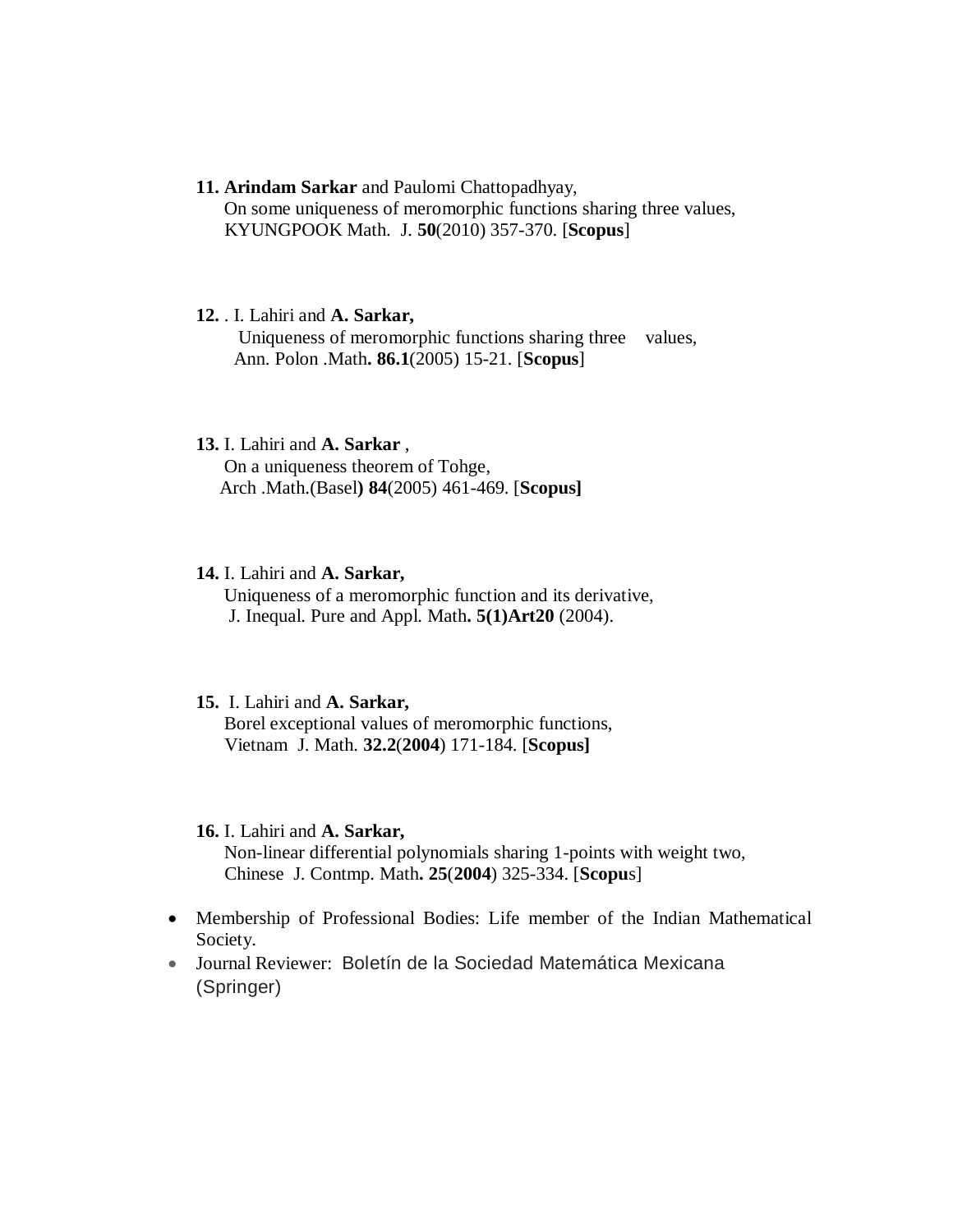**11.** **Arindam Sarkar** and Paulomi Chattopadhyay,
On some uniqueness of meromorphic functions sharing three values,
KYUNGPOOK Math. J. **50**(2010) 357-370. [**Scopus**]

**12.** . I. Lahiri and **A. Sarkar,**
Uniqueness of meromorphic functions sharing three values,
Ann. Polon .Math**. 86.1**(2005) 15-21. [**Scopus**]

**13.** I. Lahiri and **A. Sarkar** ,
On a uniqueness theorem of Tohge,
Arch .Math.(Basel**) 84**(2005) 461-469. [**Scopus]**

**14.** I. Lahiri and **A. Sarkar,**
Uniqueness of a meromorphic function and its derivative,
J. Inequal. Pure and Appl. Math**. 5(1)Art20** (2004).

**15.** I. Lahiri and **A. Sarkar,**
Borel exceptional values of meromorphic functions,
Vietnam J. Math. **32.2**(**2004**) 171-184. [**Scopus]**

**16.** I. Lahiri and **A. Sarkar,**
Non-linear differential polynomials sharing 1-points with weight two,
Chinese J. Contmp. Math**. 25**(**2004**) 325-334. [**Scopu**s]

- Membership of Professional Bodies: Life member of the Indian Mathematical Society.
- Journal Reviewer: Boletín de la Sociedad Matemática Mexicana (Springer)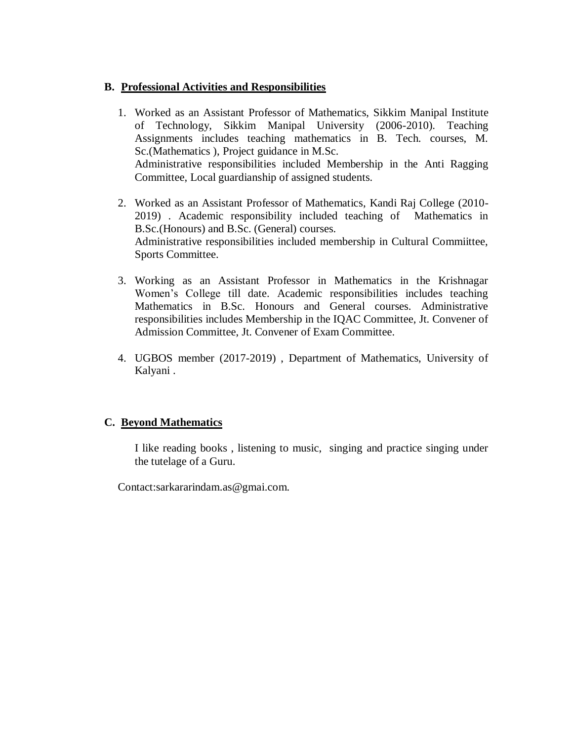## B. Professional Activities and Responsibilities

1. Worked as an Assistant Professor of Mathematics, Sikkim Manipal Institute of Technology, Sikkim Manipal University (2006-2010). Teaching Assignments includes teaching mathematics in B. Tech. courses, M. Sc.(Mathematics ), Project guidance in M.Sc.
   Administrative responsibilities included Membership in the Anti Ragging Committee, Local guardianship of assigned students.

2. Worked as an Assistant Professor of Mathematics, Kandi Raj College (2010-2019) . Academic responsibility included teaching of Mathematics in B.Sc.(Honours) and B.Sc. (General) courses.
   Administrative responsibilities included membership in Cultural Commiittee, Sports Committee.

3. Working as an Assistant Professor in Mathematics in the Krishnagar Women's College till date. Academic responsibilities includes teaching Mathematics in B.Sc. Honours and General courses. Administrative responsibilities includes Membership in the IQAC Committee, Jt. Convener of Admission Committee, Jt. Convener of Exam Committee.

4. UGBOS member (2017-2019) , Department of Mathematics, University of Kalyani .

## C. Beyond Mathematics

I like reading books , listening to music, singing and practice singing under the tutelage of a Guru.

Contact:sarkararindam.as@gmai.com.